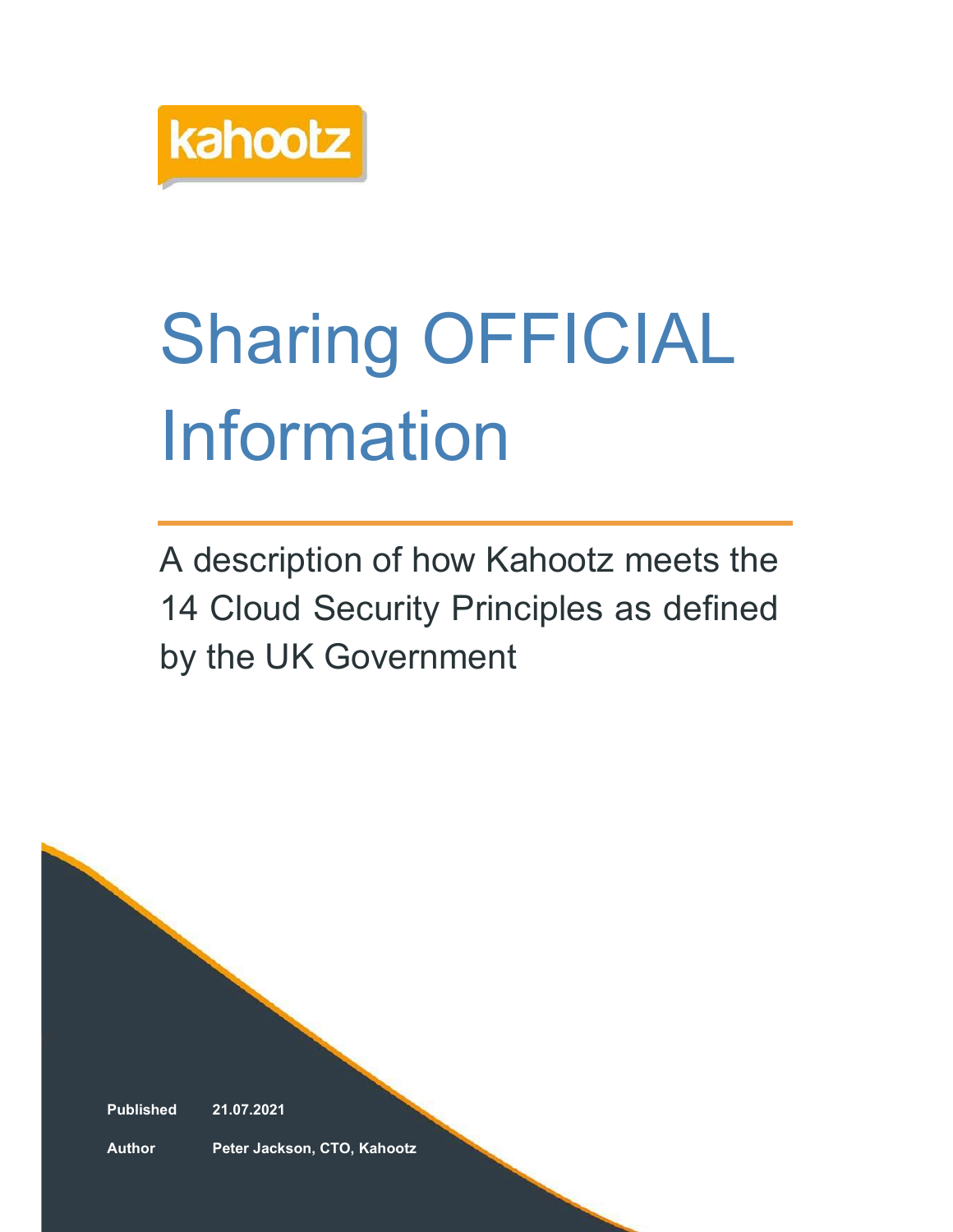kahootz

# Sharing OFFICIAL Information

A description of how Kahootz meets the 14 Cloud Security Principles as defined by the UK Government

**Published** 21.07.2021

**Author** Peter Jackson, CTO, Kahootz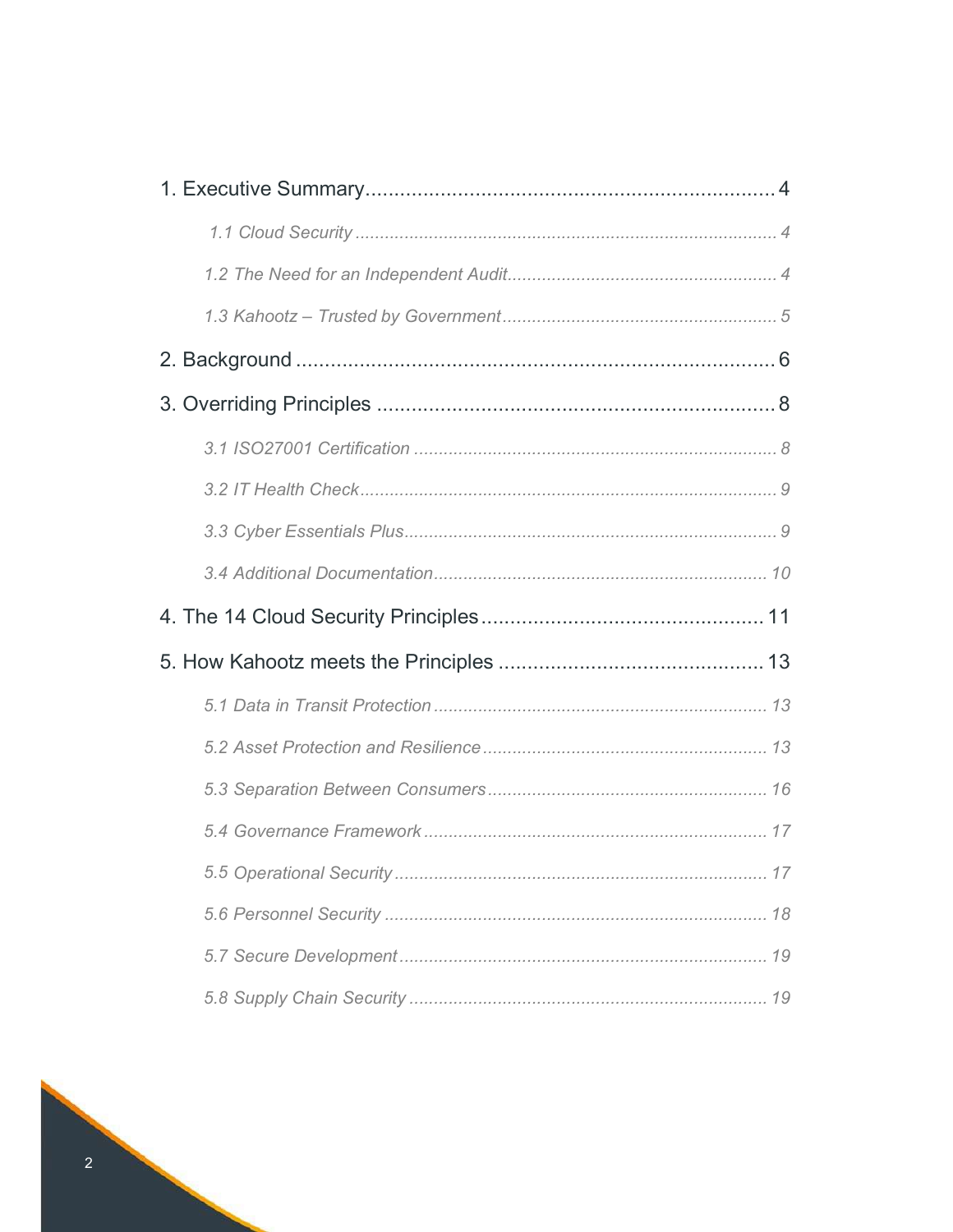1. Executive Summary ........................................................................ 4

   *1.1 Cloud Security ........................................................................ 4*

   *1.2 The Need for an Independent Audit ........................................ 4*

   *1.3 Kahootz – Trusted by Government ........................................ 5*

2. Background ........................................................................ 6

3. Overriding Principles ........................................................................ 8

   *3.1 ISO27001 Certification ........................................................................ 8*

   *3.2 IT Health Check ........................................................................ 9*

   *3.3 Cyber Essentials Plus ........................................................................ 9*

   *3.4 Additional Documentation ........................................................................ 10*

4. The 14 Cloud Security Principles ........................................................................ 11

5. How Kahootz meets the Principles ........................................................................ 13

   *5.1 Data in Transit Protection ........................................................................ 13*

   *5.2 Asset Protection and Resilience ........................................................................ 13*

   *5.3 Separation Between Consumers ........................................................................ 16*

   *5.4 Governance Framework ........................................................................ 17*

   *5.5 Operational Security ........................................................................ 17*

   *5.6 Personnel Security ........................................................................ 18*

   *5.7 Secure Development ........................................................................ 19*

   *5.8 Supply Chain Security ........................................................................ 19*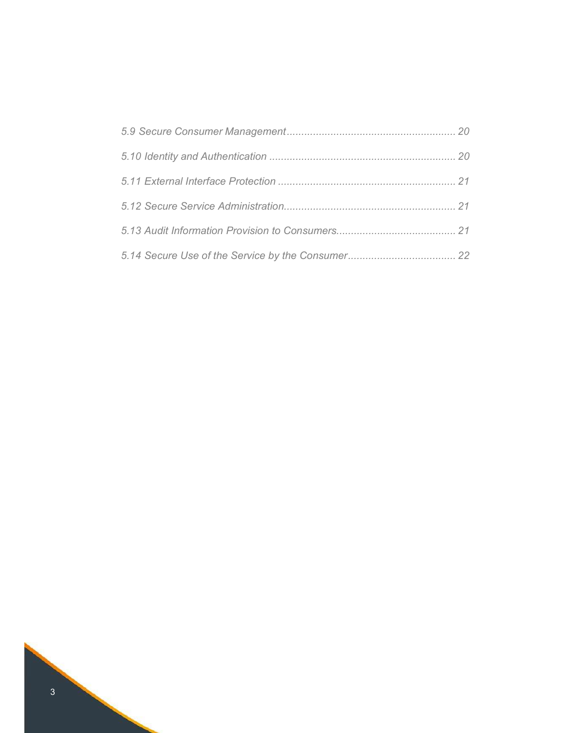*5.9 Secure Consumer Management......................................................... 20*

*5.10 Identity and Authentication ............................................................... 20*

*5.11 External Interface Protection ............................................................ 21*

*5.12 Secure Service Administration.......................................................... 21*

*5.13 Audit Information Provision to Consumers........................................ 21*

*5.14 Secure Use of the Service by the Consumer.................................... 22*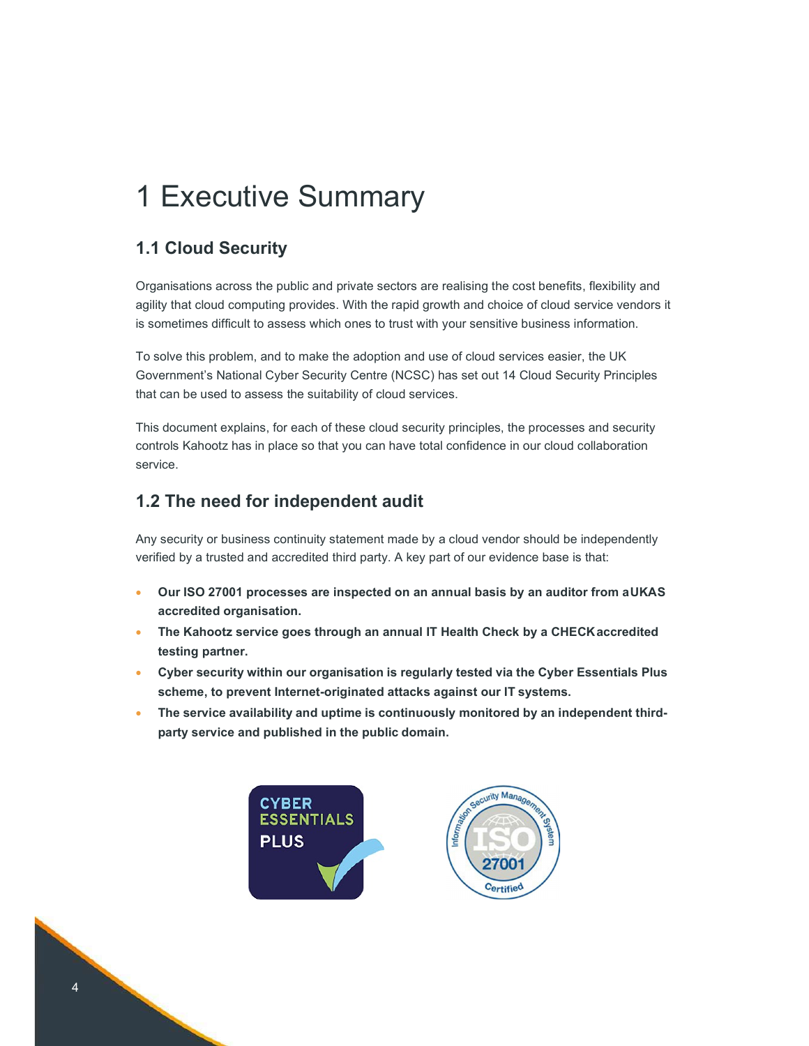# 1 Executive Summary

## 1.1 Cloud Security

Organisations across the public and private sectors are realising the cost benefits, flexibility and agility that cloud computing provides. With the rapid growth and choice of cloud service vendors it is sometimes difficult to assess which ones to trust with your sensitive business information.

To solve this problem, and to make the adoption and use of cloud services easier, the UK Government's National Cyber Security Centre (NCSC) has set out 14 Cloud Security Principles that can be used to assess the suitability of cloud services.

This document explains, for each of these cloud security principles, the processes and security controls Kahootz has in place so that you can have total confidence in our cloud collaboration service.

## 1.2 The need for independent audit

Any security or business continuity statement made by a cloud vendor should be independently verified by a trusted and accredited third party. A key part of our evidence base is that:

- **Our ISO 27001 processes are inspected on an annual basis by an auditor from a UKAS accredited organisation.**
- **The Kahootz service goes through an annual IT Health Check by a CHECK accredited testing partner.**
- **Cyber security within our organisation is regularly tested via the Cyber Essentials Plus scheme, to prevent Internet-originated attacks against our IT systems.**
- **The service availability and uptime is continuously monitored by an independent third-party service and published in the public domain.**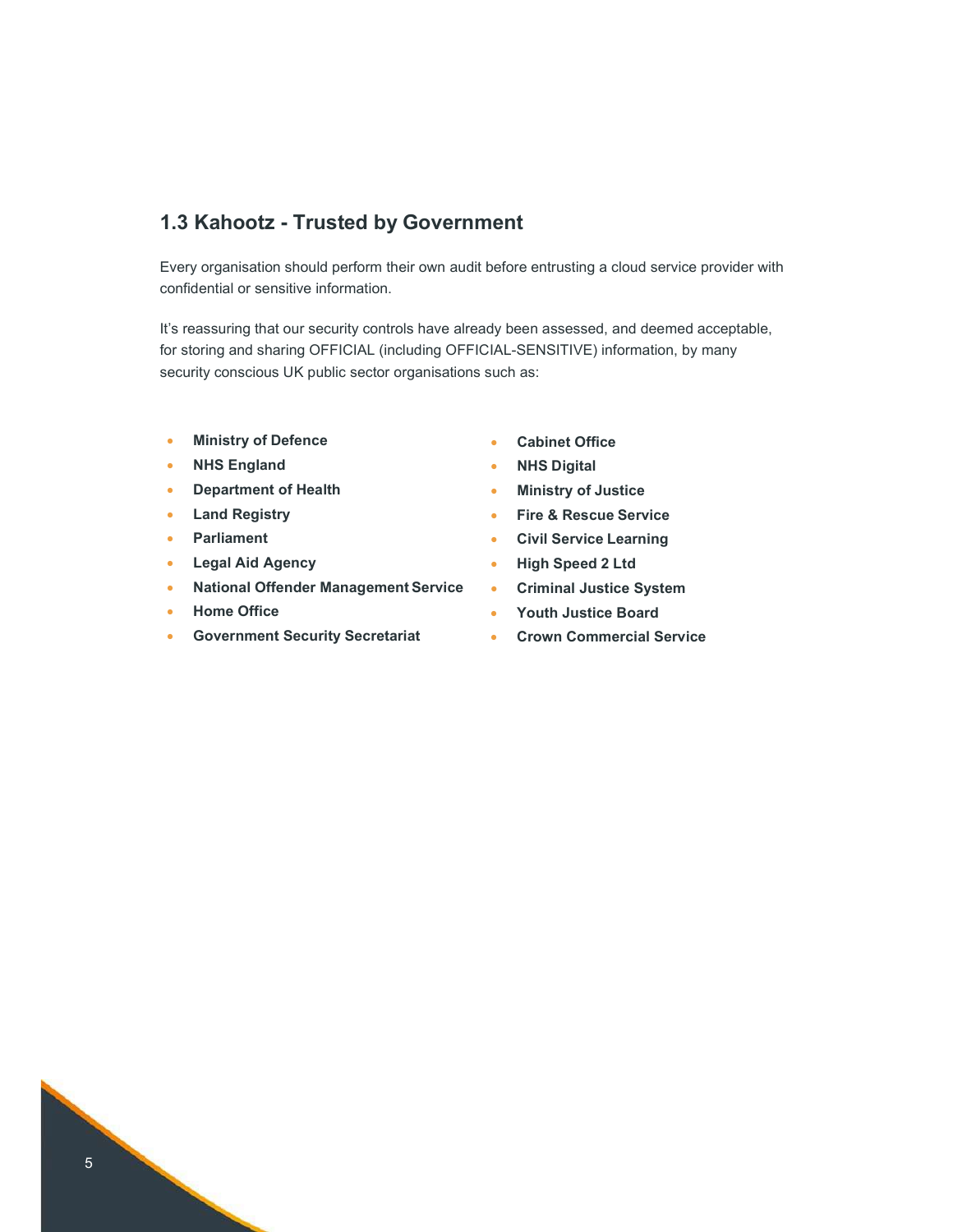## 1.3 Kahootz - Trusted by Government

Every organisation should perform their own audit before entrusting a cloud service provider with confidential or sensitive information.

It's reassuring that our security controls have already been assessed, and deemed acceptable, for storing and sharing OFFICIAL (including OFFICIAL-SENSITIVE) information, by many security conscious UK public sector organisations such as:

- **Ministry of Defence**
- **NHS England**
- **Department of Health**
- **Land Registry**
- **Parliament**
- **Legal Aid Agency**
- **National Offender Management Service**
- **Home Office**
- **Government Security Secretariat**
- **Cabinet Office**
- **NHS Digital**
- **Ministry of Justice**
- **Fire & Rescue Service**
- **Civil Service Learning**
- **High Speed 2 Ltd**
- **Criminal Justice System**
- **Youth Justice Board**
- **Crown Commercial Service**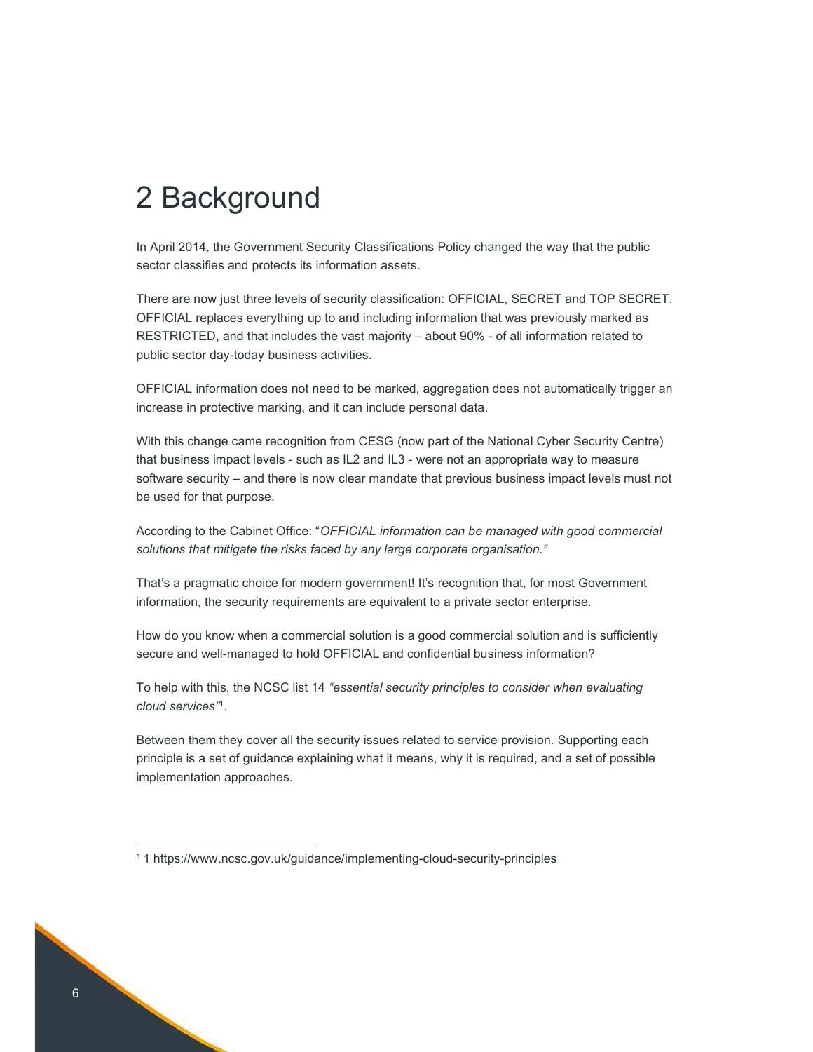# 2 Background

In April 2014, the Government Security Classifications Policy changed the way that the public sector classifies and protects its information assets.

There are now just three levels of security classification: OFFICIAL, SECRET and TOP SECRET. OFFICIAL replaces everything up to and including information that was previously marked as RESTRICTED, and that includes the vast majority – about 90% - of all information related to public sector day-today business activities.

OFFICIAL information does not need to be marked, aggregation does not automatically trigger an increase in protective marking, and it can include personal data.

With this change came recognition from CESG (now part of the National Cyber Security Centre) that business impact levels - such as IL2 and IL3 - were not an appropriate way to measure software security – and there is now clear mandate that previous business impact levels must not be used for that purpose.

According to the Cabinet Office: "*OFFICIAL information can be managed with good commercial solutions that mitigate the risks faced by any large corporate organisation."*

That's a pragmatic choice for modern government! It's recognition that, for most Government information, the security requirements are equivalent to a private sector enterprise.

How do you know when a commercial solution is a good commercial solution and is sufficiently secure and well-managed to hold OFFICIAL and confidential business information?

To help with this, the NCSC list 14 *"essential security principles to consider when evaluating cloud services"*[1].

Between them they cover all the security issues related to service provision. Supporting each principle is a set of guidance explaining what it means, why it is required, and a set of possible implementation approaches.

---

[1] 1 https://www.ncsc.gov.uk/guidance/implementing-cloud-security-principles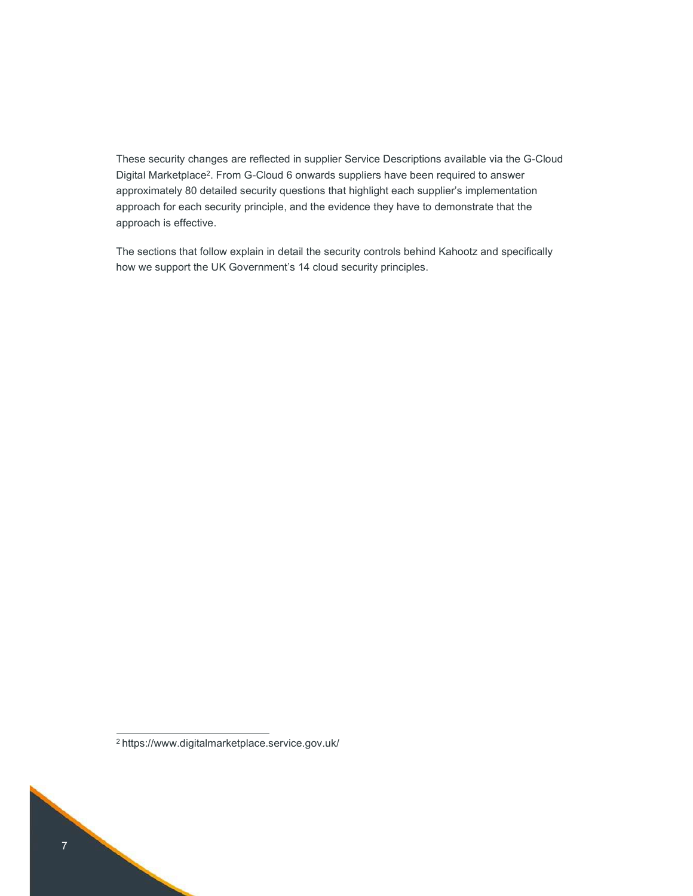These security changes are reflected in supplier Service Descriptions available via the G-Cloud Digital Marketplace[2]. From G-Cloud 6 onwards suppliers have been required to answer approximately 80 detailed security questions that highlight each supplier's implementation approach for each security principle, and the evidence they have to demonstrate that the approach is effective.

The sections that follow explain in detail the security controls behind Kahootz and specifically how we support the UK Government's 14 cloud security principles.

[2] https://www.digitalmarketplace.service.gov.uk/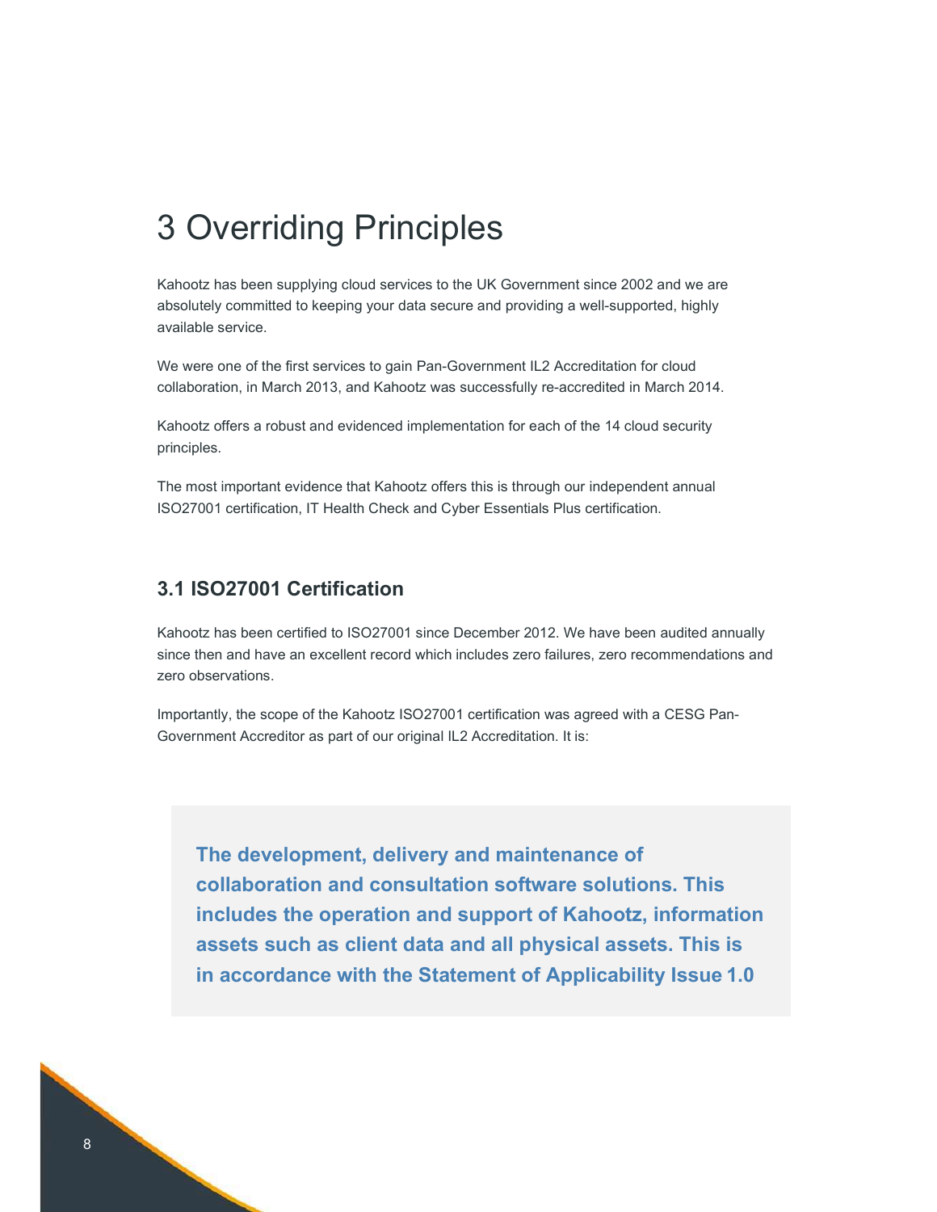# 3 Overriding Principles

Kahootz has been supplying cloud services to the UK Government since 2002 and we are absolutely committed to keeping your data secure and providing a well-supported, highly available service.

We were one of the first services to gain Pan-Government IL2 Accreditation for cloud collaboration, in March 2013, and Kahootz was successfully re-accredited in March 2014.

Kahootz offers a robust and evidenced implementation for each of the 14 cloud security principles.

The most important evidence that Kahootz offers this is through our independent annual ISO27001 certification, IT Health Check and Cyber Essentials Plus certification.

## 3.1 ISO27001 Certification

Kahootz has been certified to ISO27001 since December 2012. We have been audited annually since then and have an excellent record which includes zero failures, zero recommendations and zero observations.

Importantly, the scope of the Kahootz ISO27001 certification was agreed with a CESG Pan-Government Accreditor as part of our original IL2 Accreditation. It is:

> **The development, delivery and maintenance of collaboration and consultation software solutions. This includes the operation and support of Kahootz, information assets such as client data and all physical assets. This is in accordance with the Statement of Applicability Issue 1.0**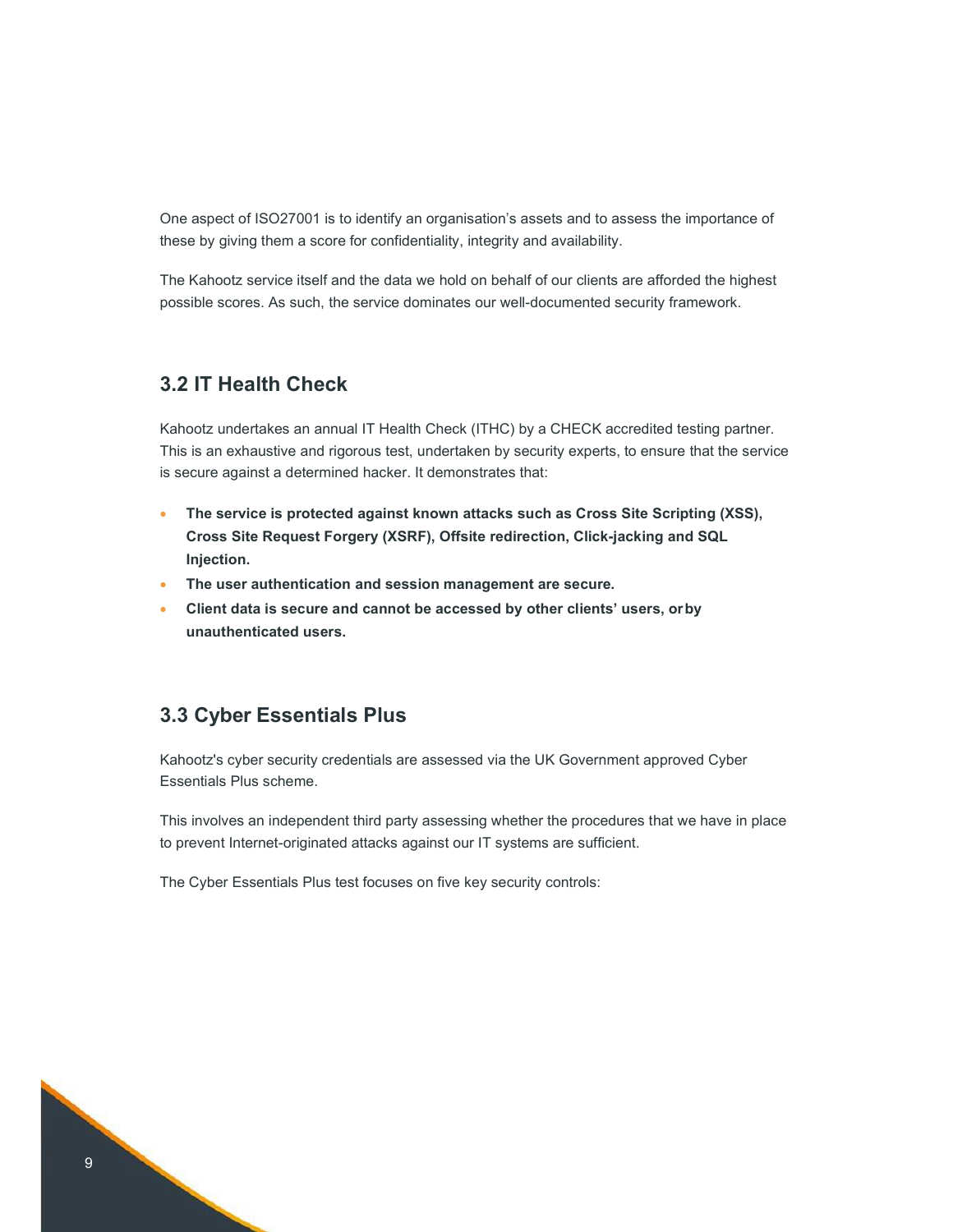One aspect of ISO27001 is to identify an organisation's assets and to assess the importance of these by giving them a score for confidentiality, integrity and availability.

The Kahootz service itself and the data we hold on behalf of our clients are afforded the highest possible scores. As such, the service dominates our well-documented security framework.

## 3.2 IT Health Check

Kahootz undertakes an annual IT Health Check (ITHC) by a CHECK accredited testing partner. This is an exhaustive and rigorous test, undertaken by security experts, to ensure that the service is secure against a determined hacker. It demonstrates that:

- **The service is protected against known attacks such as Cross Site Scripting (XSS), Cross Site Request Forgery (XSRF), Offsite redirection, Click-jacking and SQL Injection.**
- **The user authentication and session management are secure.**
- **Client data is secure and cannot be accessed by other clients' users, or by unauthenticated users.**

## 3.3 Cyber Essentials Plus

Kahootz's cyber security credentials are assessed via the UK Government approved Cyber Essentials Plus scheme.

This involves an independent third party assessing whether the procedures that we have in place to prevent Internet-originated attacks against our IT systems are sufficient.

The Cyber Essentials Plus test focuses on five key security controls: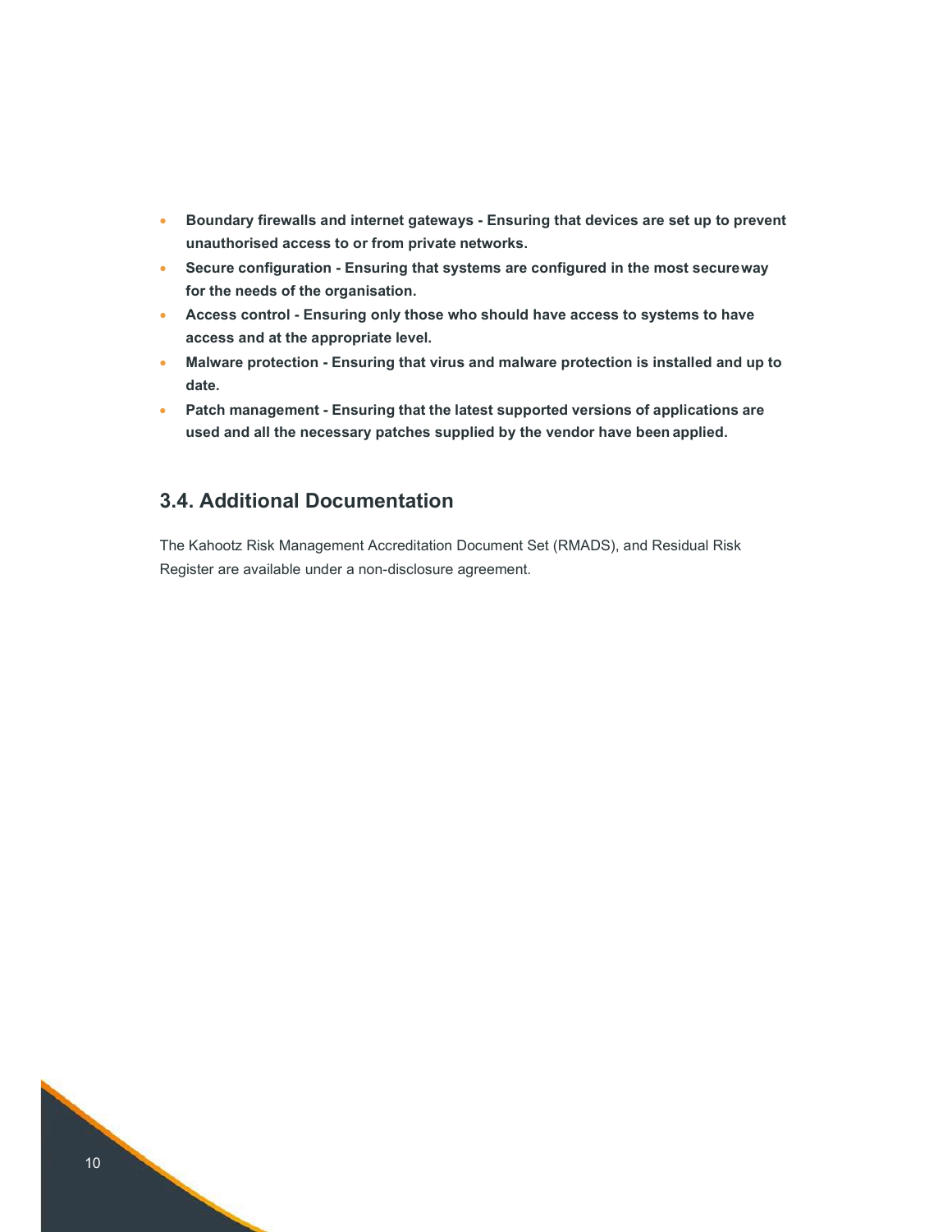- **Boundary firewalls and internet gateways - Ensuring that devices are set up to prevent unauthorised access to or from private networks.**
- **Secure configuration - Ensuring that systems are configured in the most secure way for the needs of the organisation.**
- **Access control - Ensuring only those who should have access to systems to have access and at the appropriate level.**
- **Malware protection - Ensuring that virus and malware protection is installed and up to date.**
- **Patch management - Ensuring that the latest supported versions of applications are used and all the necessary patches supplied by the vendor have been applied.**

## 3.4. Additional Documentation

The Kahootz Risk Management Accreditation Document Set (RMADS), and Residual Risk Register are available under a non-disclosure agreement.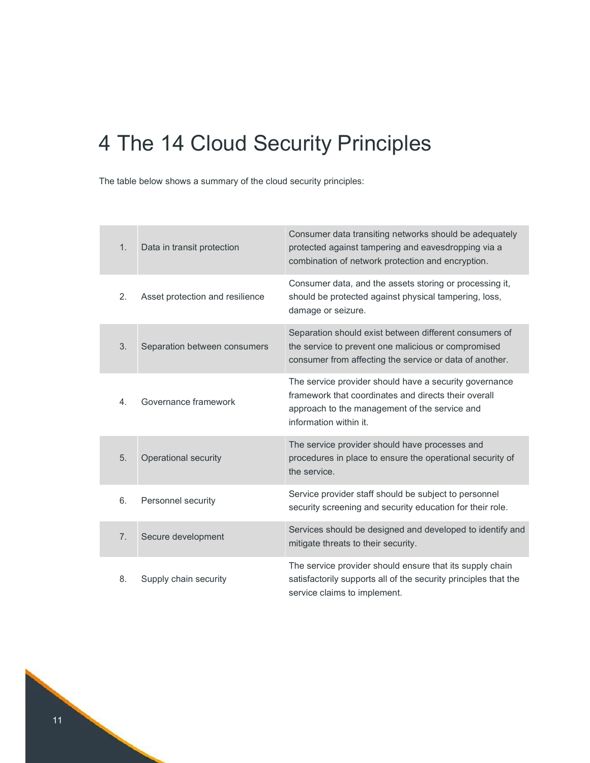# 4 The 14 Cloud Security Principles

The table below shows a summary of the cloud security principles:

| | | |
|---|---|---|
| 1. | Data in transit protection | Consumer data transiting networks should be adequately protected against tampering and eavesdropping via a combination of network protection and encryption. |
| 2. | Asset protection and resilience | Consumer data, and the assets storing or processing it, should be protected against physical tampering, loss, damage or seizure. |
| 3. | Separation between consumers | Separation should exist between different consumers of the service to prevent one malicious or compromised consumer from affecting the service or data of another. |
| 4. | Governance framework | The service provider should have a security governance framework that coordinates and directs their overall approach to the management of the service and information within it. |
| 5. | Operational security | The service provider should have processes and procedures in place to ensure the operational security of the service. |
| 6. | Personnel security | Service provider staff should be subject to personnel security screening and security education for their role. |
| 7. | Secure development | Services should be designed and developed to identify and mitigate threats to their security. |
| 8. | Supply chain security | The service provider should ensure that its supply chain satisfactorily supports all of the security principles that the service claims to implement. |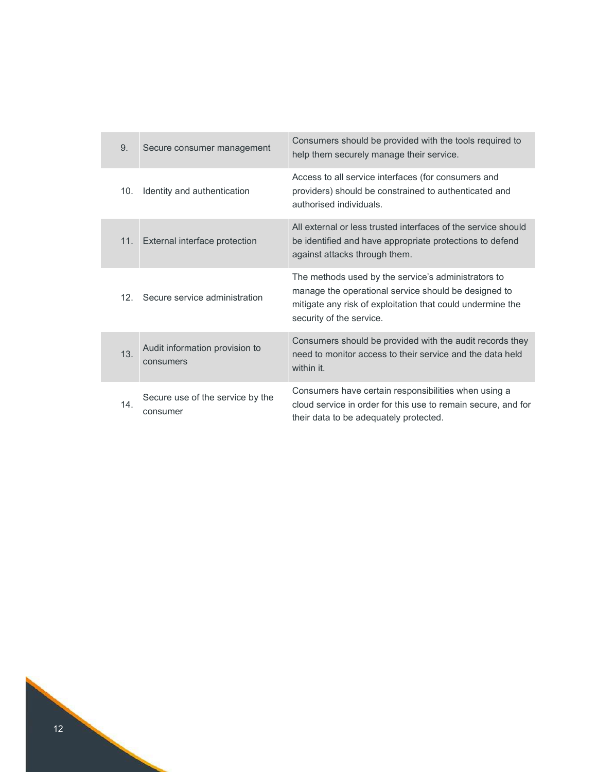| | | |
|---|---|---|
| 9. | Secure consumer management | Consumers should be provided with the tools required to help them securely manage their service. |
| 10. | Identity and authentication | Access to all service interfaces (for consumers and providers) should be constrained to authenticated and authorised individuals. |
| 11. | External interface protection | All external or less trusted interfaces of the service should be identified and have appropriate protections to defend against attacks through them. |
| 12. | Secure service administration | The methods used by the service's administrators to manage the operational service should be designed to mitigate any risk of exploitation that could undermine the security of the service. |
| 13. | Audit information provision to consumers | Consumers should be provided with the audit records they need to monitor access to their service and the data held within it. |
| 14. | Secure use of the service by the consumer | Consumers have certain responsibilities when using a cloud service in order for this use to remain secure, and for their data to be adequately protected. |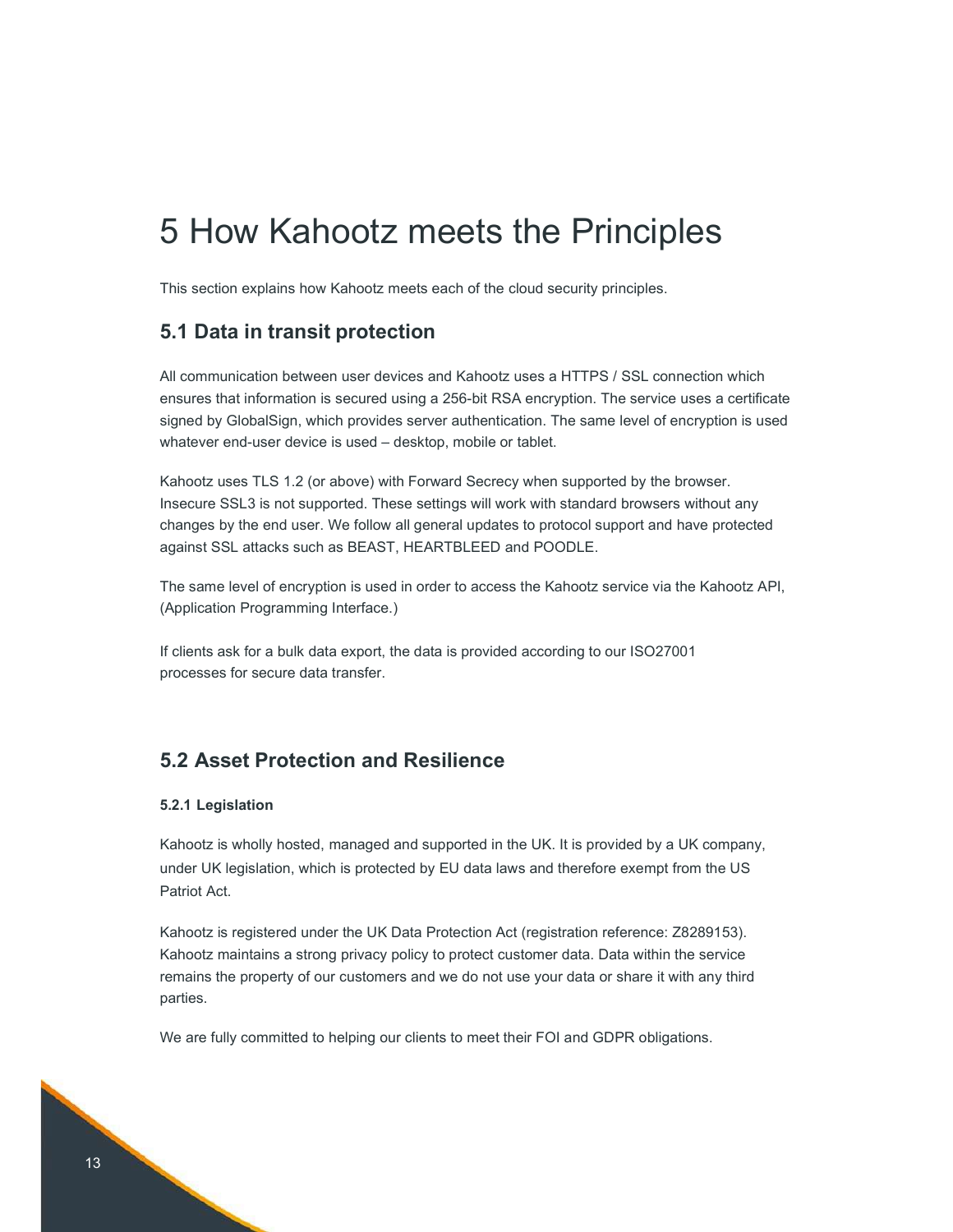# 5 How Kahootz meets the Principles

This section explains how Kahootz meets each of the cloud security principles.

## 5.1 Data in transit protection

All communication between user devices and Kahootz uses a HTTPS / SSL connection which ensures that information is secured using a 256-bit RSA encryption. The service uses a certificate signed by GlobalSign, which provides server authentication. The same level of encryption is used whatever end-user device is used – desktop, mobile or tablet.

Kahootz uses TLS 1.2 (or above) with Forward Secrecy when supported by the browser. Insecure SSL3 is not supported. These settings will work with standard browsers without any changes by the end user. We follow all general updates to protocol support and have protected against SSL attacks such as BEAST, HEARTBLEED and POODLE.

The same level of encryption is used in order to access the Kahootz service via the Kahootz API, (Application Programming Interface.)

If clients ask for a bulk data export, the data is provided according to our ISO27001 processes for secure data transfer.

## 5.2 Asset Protection and Resilience

### 5.2.1 Legislation

Kahootz is wholly hosted, managed and supported in the UK. It is provided by a UK company, under UK legislation, which is protected by EU data laws and therefore exempt from the US Patriot Act.

Kahootz is registered under the UK Data Protection Act (registration reference: Z8289153). Kahootz maintains a strong privacy policy to protect customer data. Data within the service remains the property of our customers and we do not use your data or share it with any third parties.

We are fully committed to helping our clients to meet their FOI and GDPR obligations.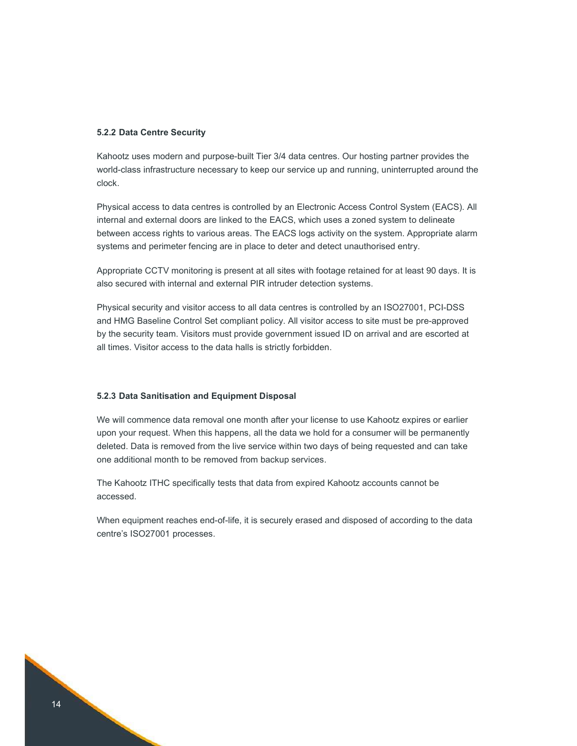#### 5.2.2 Data Centre Security

Kahootz uses modern and purpose-built Tier 3/4 data centres. Our hosting partner provides the world-class infrastructure necessary to keep our service up and running, uninterrupted around the clock.

Physical access to data centres is controlled by an Electronic Access Control System (EACS). All internal and external doors are linked to the EACS, which uses a zoned system to delineate between access rights to various areas. The EACS logs activity on the system. Appropriate alarm systems and perimeter fencing are in place to deter and detect unauthorised entry.

Appropriate CCTV monitoring is present at all sites with footage retained for at least 90 days. It is also secured with internal and external PIR intruder detection systems.

Physical security and visitor access to all data centres is controlled by an ISO27001, PCI-DSS and HMG Baseline Control Set compliant policy. All visitor access to site must be pre-approved by the security team. Visitors must provide government issued ID on arrival and are escorted at all times. Visitor access to the data halls is strictly forbidden.

#### 5.2.3 Data Sanitisation and Equipment Disposal

We will commence data removal one month after your license to use Kahootz expires or earlier upon your request. When this happens, all the data we hold for a consumer will be permanently deleted. Data is removed from the live service within two days of being requested and can take one additional month to be removed from backup services.

The Kahootz ITHC specifically tests that data from expired Kahootz accounts cannot be accessed.

When equipment reaches end-of-life, it is securely erased and disposed of according to the data centre's ISO27001 processes.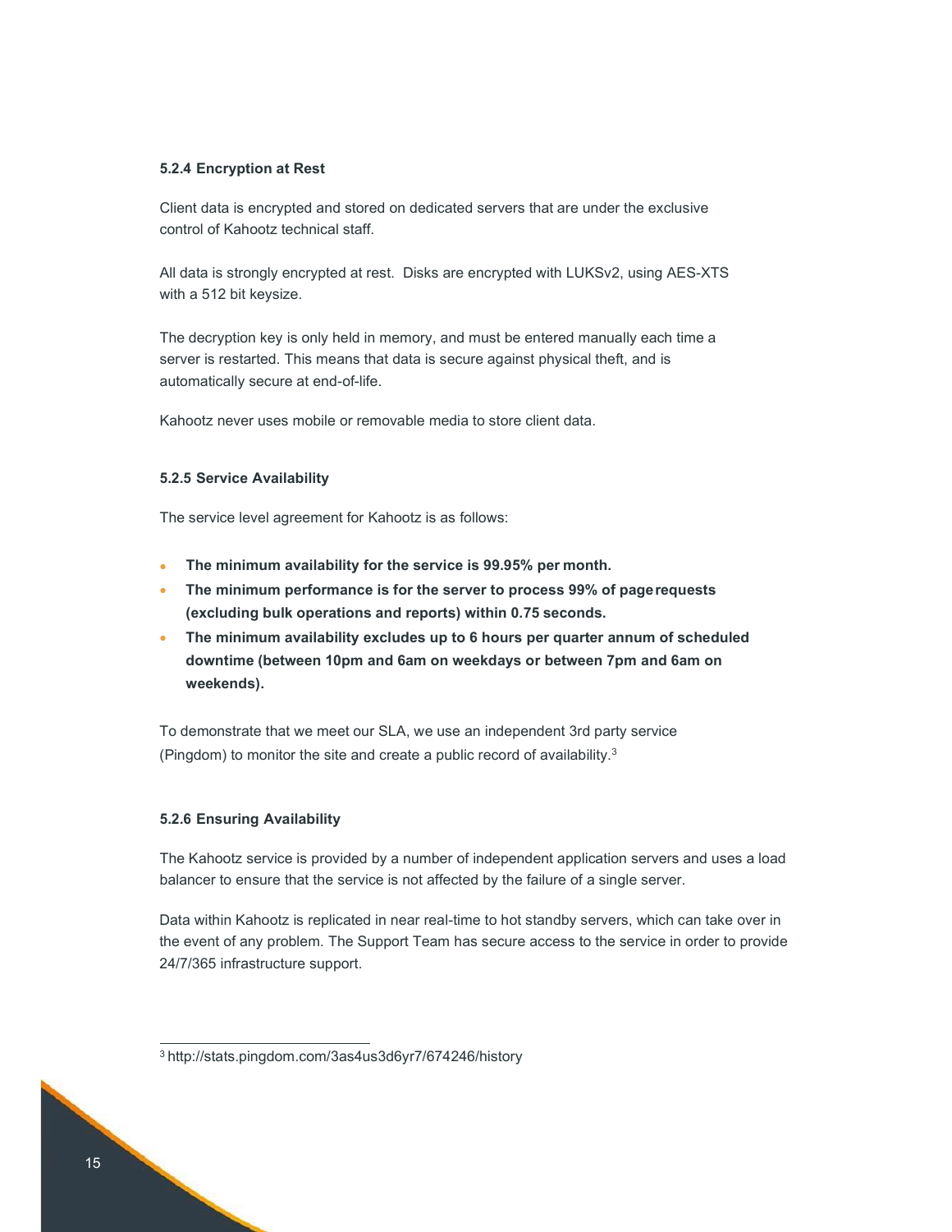#### 5.2.4 Encryption at Rest

Client data is encrypted and stored on dedicated servers that are under the exclusive control of Kahootz technical staff.

All data is strongly encrypted at rest. Disks are encrypted with LUKSv2, using AES-XTS with a 512 bit keysize.

The decryption key is only held in memory, and must be entered manually each time a server is restarted. This means that data is secure against physical theft, and is automatically secure at end-of-life.

Kahootz never uses mobile or removable media to store client data.

#### 5.2.5 Service Availability

The service level agreement for Kahootz is as follows:

- **The minimum availability for the service is 99.95% per month.**
- **The minimum performance is for the server to process 99% of page requests (excluding bulk operations and reports) within 0.75 seconds.**
- **The minimum availability excludes up to 6 hours per quarter annum of scheduled downtime (between 10pm and 6am on weekdays or between 7pm and 6am on weekends).**

To demonstrate that we meet our SLA, we use an independent 3rd party service (Pingdom) to monitor the site and create a public record of availability.[3]

#### 5.2.6 Ensuring Availability

The Kahootz service is provided by a number of independent application servers and uses a load balancer to ensure that the service is not affected by the failure of a single server.

Data within Kahootz is replicated in near real-time to hot standby servers, which can take over in the event of any problem. The Support Team has secure access to the service in order to provide 24/7/365 infrastructure support.

---

[3] http://stats.pingdom.com/3as4us3d6yr7/674246/history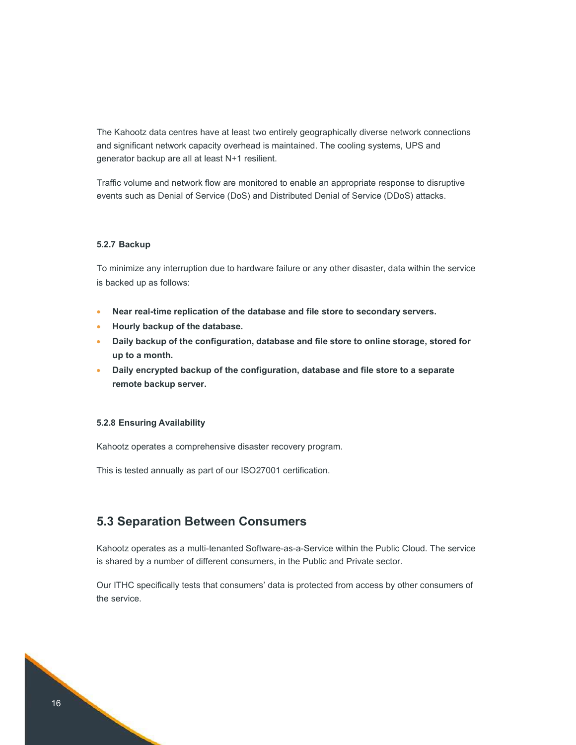The Kahootz data centres have at least two entirely geographically diverse network connections and significant network capacity overhead is maintained. The cooling systems, UPS and generator backup are all at least N+1 resilient.

Traffic volume and network flow are monitored to enable an appropriate response to disruptive events such as Denial of Service (DoS) and Distributed Denial of Service (DDoS) attacks.

#### 5.2.7 Backup

To minimize any interruption due to hardware failure or any other disaster, data within the service is backed up as follows:

- **Near real-time replication of the database and file store to secondary servers.**
- **Hourly backup of the database.**
- **Daily backup of the configuration, database and file store to online storage, stored for up to a month.**
- **Daily encrypted backup of the configuration, database and file store to a separate remote backup server.**

#### 5.2.8 Ensuring Availability

Kahootz operates a comprehensive disaster recovery program.

This is tested annually as part of our ISO27001 certification.

## 5.3 Separation Between Consumers

Kahootz operates as a multi-tenanted Software-as-a-Service within the Public Cloud. The service is shared by a number of different consumers, in the Public and Private sector.

Our ITHC specifically tests that consumers' data is protected from access by other consumers of the service.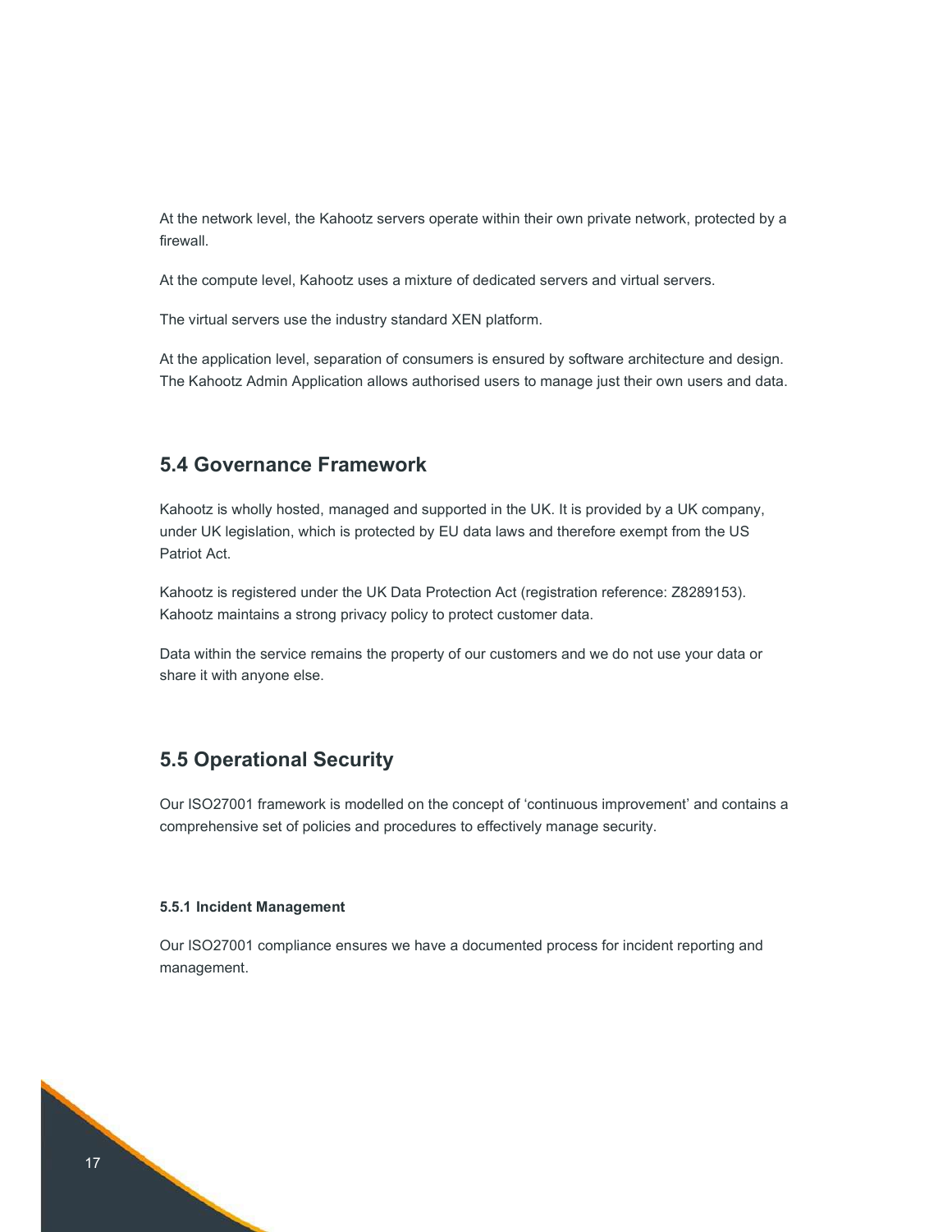At the network level, the Kahootz servers operate within their own private network, protected by a firewall.

At the compute level, Kahootz uses a mixture of dedicated servers and virtual servers.

The virtual servers use the industry standard XEN platform.

At the application level, separation of consumers is ensured by software architecture and design. The Kahootz Admin Application allows authorised users to manage just their own users and data.

## 5.4 Governance Framework

Kahootz is wholly hosted, managed and supported in the UK. It is provided by a UK company, under UK legislation, which is protected by EU data laws and therefore exempt from the US Patriot Act.

Kahootz is registered under the UK Data Protection Act (registration reference: Z8289153). Kahootz maintains a strong privacy policy to protect customer data.

Data within the service remains the property of our customers and we do not use your data or share it with anyone else.

## 5.5 Operational Security

Our ISO27001 framework is modelled on the concept of 'continuous improvement' and contains a comprehensive set of policies and procedures to effectively manage security.

#### 5.5.1 Incident Management

Our ISO27001 compliance ensures we have a documented process for incident reporting and management.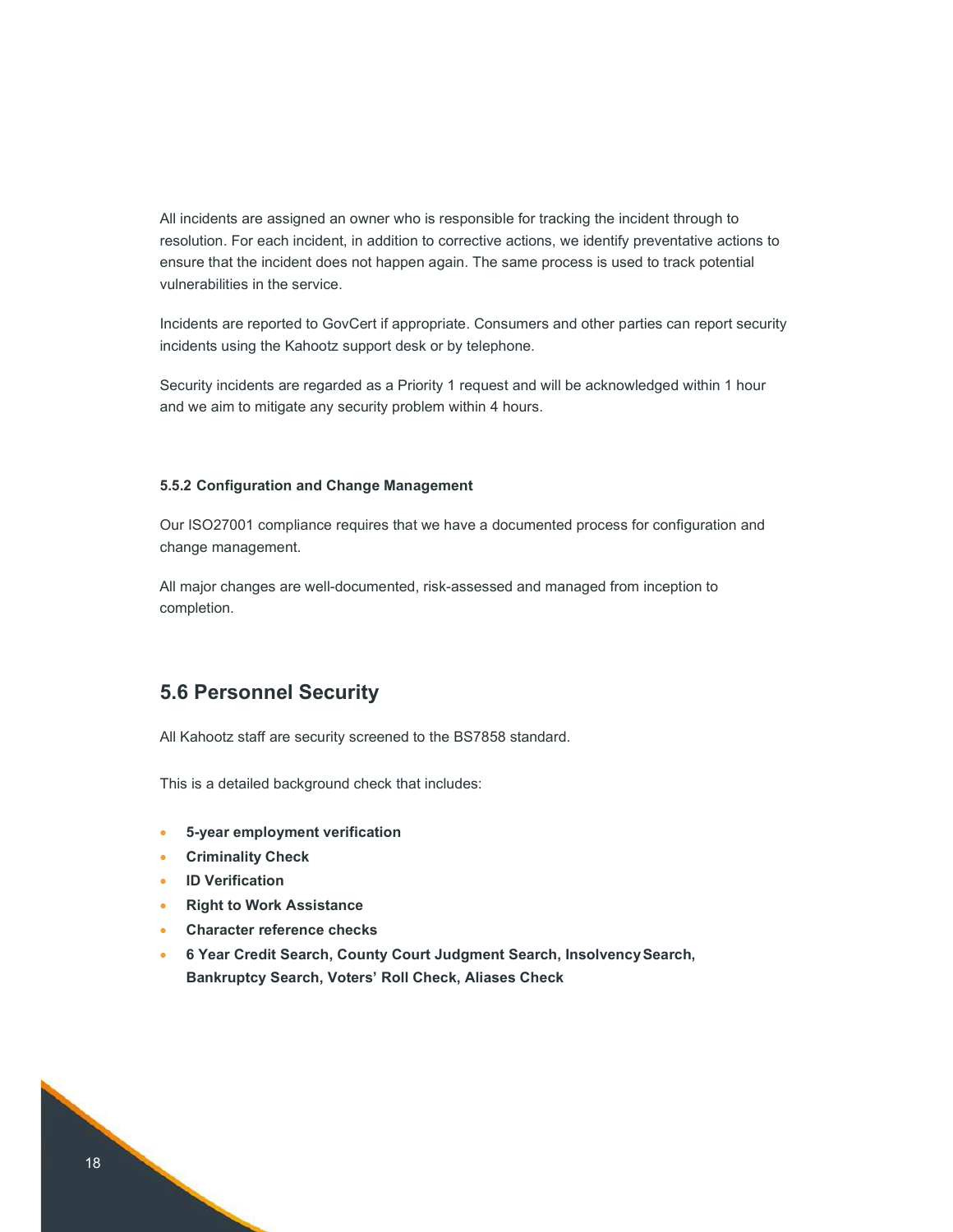All incidents are assigned an owner who is responsible for tracking the incident through to resolution. For each incident, in addition to corrective actions, we identify preventative actions to ensure that the incident does not happen again. The same process is used to track potential vulnerabilities in the service.

Incidents are reported to GovCert if appropriate. Consumers and other parties can report security incidents using the Kahootz support desk or by telephone.

Security incidents are regarded as a Priority 1 request and will be acknowledged within 1 hour and we aim to mitigate any security problem within 4 hours.

#### 5.5.2 Configuration and Change Management

Our ISO27001 compliance requires that we have a documented process for configuration and change management.

All major changes are well-documented, risk-assessed and managed from inception to completion.

## 5.6 Personnel Security

All Kahootz staff are security screened to the BS7858 standard.

This is a detailed background check that includes:

- **5-year employment verification**
- **Criminality Check**
- **ID Verification**
- **Right to Work Assistance**
- **Character reference checks**
- **6 Year Credit Search, County Court Judgment Search, Insolvency Search, Bankruptcy Search, Voters' Roll Check, Aliases Check**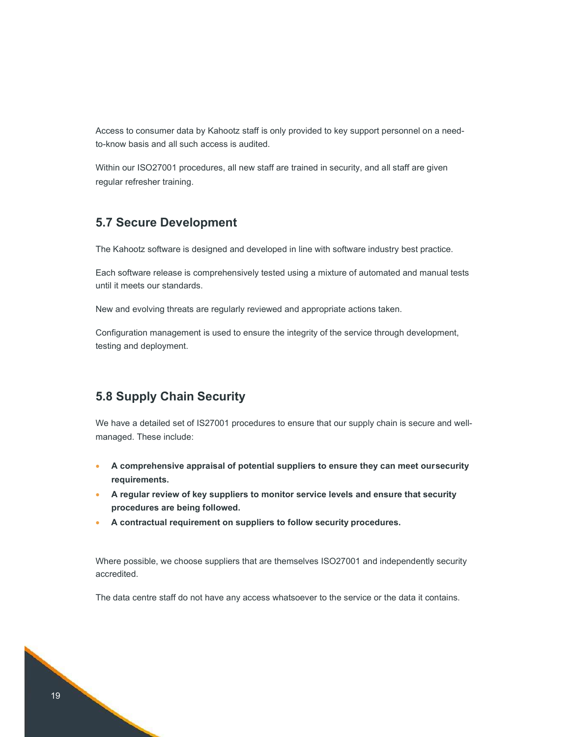Access to consumer data by Kahootz staff is only provided to key support personnel on a need-to-know basis and all such access is audited.

Within our ISO27001 procedures, all new staff are trained in security, and all staff are given regular refresher training.

## 5.7 Secure Development

The Kahootz software is designed and developed in line with software industry best practice.

Each software release is comprehensively tested using a mixture of automated and manual tests until it meets our standards.

New and evolving threats are regularly reviewed and appropriate actions taken.

Configuration management is used to ensure the integrity of the service through development, testing and deployment.

## 5.8 Supply Chain Security

We have a detailed set of IS27001 procedures to ensure that our supply chain is secure and well-managed. These include:

- **A comprehensive appraisal of potential suppliers to ensure they can meet oursecurity requirements.**
- **A regular review of key suppliers to monitor service levels and ensure that security procedures are being followed.**
- **A contractual requirement on suppliers to follow security procedures.**

Where possible, we choose suppliers that are themselves ISO27001 and independently security accredited.

The data centre staff do not have any access whatsoever to the service or the data it contains.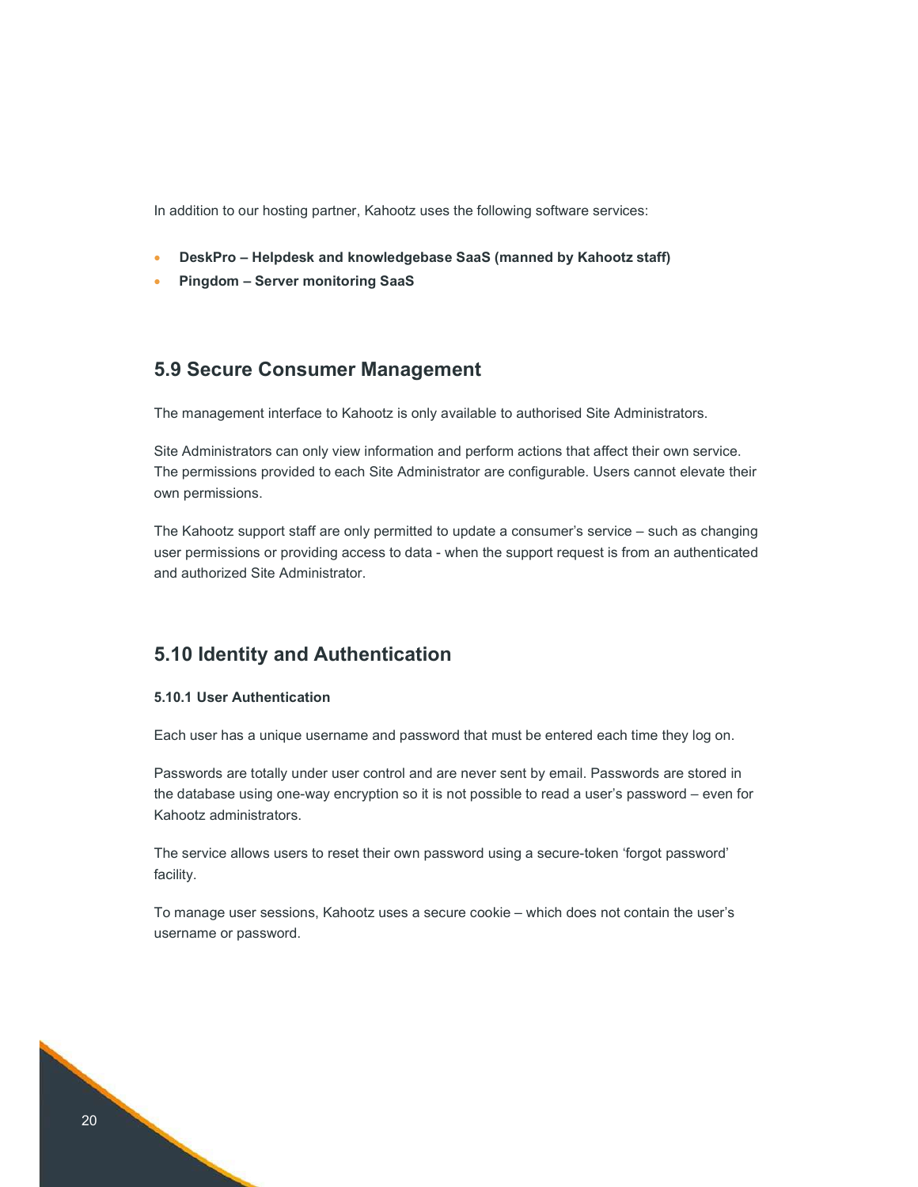In addition to our hosting partner, Kahootz uses the following software services:

- **DeskPro – Helpdesk and knowledgebase SaaS (manned by Kahootz staff)**
- **Pingdom – Server monitoring SaaS**

## 5.9 Secure Consumer Management

The management interface to Kahootz is only available to authorised Site Administrators.

Site Administrators can only view information and perform actions that affect their own service. The permissions provided to each Site Administrator are configurable. Users cannot elevate their own permissions.

The Kahootz support staff are only permitted to update a consumer's service – such as changing user permissions or providing access to data - when the support request is from an authenticated and authorized Site Administrator.

## 5.10 Identity and Authentication

#### 5.10.1 User Authentication

Each user has a unique username and password that must be entered each time they log on.

Passwords are totally under user control and are never sent by email. Passwords are stored in the database using one-way encryption so it is not possible to read a user's password – even for Kahootz administrators.

The service allows users to reset their own password using a secure-token 'forgot password' facility.

To manage user sessions, Kahootz uses a secure cookie – which does not contain the user's username or password.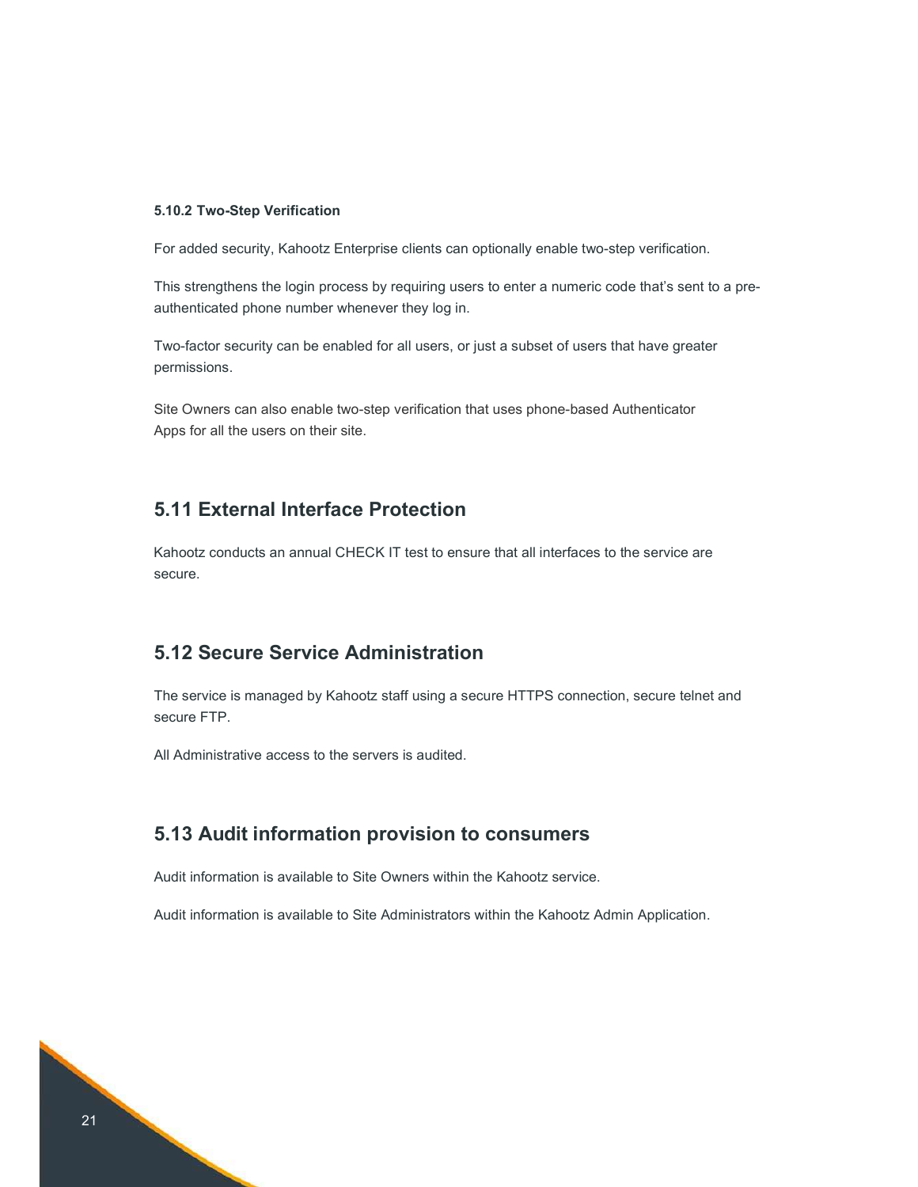#### 5.10.2 Two-Step Verification

For added security, Kahootz Enterprise clients can optionally enable two-step verification.

This strengthens the login process by requiring users to enter a numeric code that's sent to a pre-authenticated phone number whenever they log in.

Two-factor security can be enabled for all users, or just a subset of users that have greater permissions.

Site Owners can also enable two-step verification that uses phone-based Authenticator Apps for all the users on their site.

## 5.11 External Interface Protection

Kahootz conducts an annual CHECK IT test to ensure that all interfaces to the service are secure.

## 5.12 Secure Service Administration

The service is managed by Kahootz staff using a secure HTTPS connection, secure telnet and secure FTP.

All Administrative access to the servers is audited.

## 5.13 Audit information provision to consumers

Audit information is available to Site Owners within the Kahootz service.

Audit information is available to Site Administrators within the Kahootz Admin Application.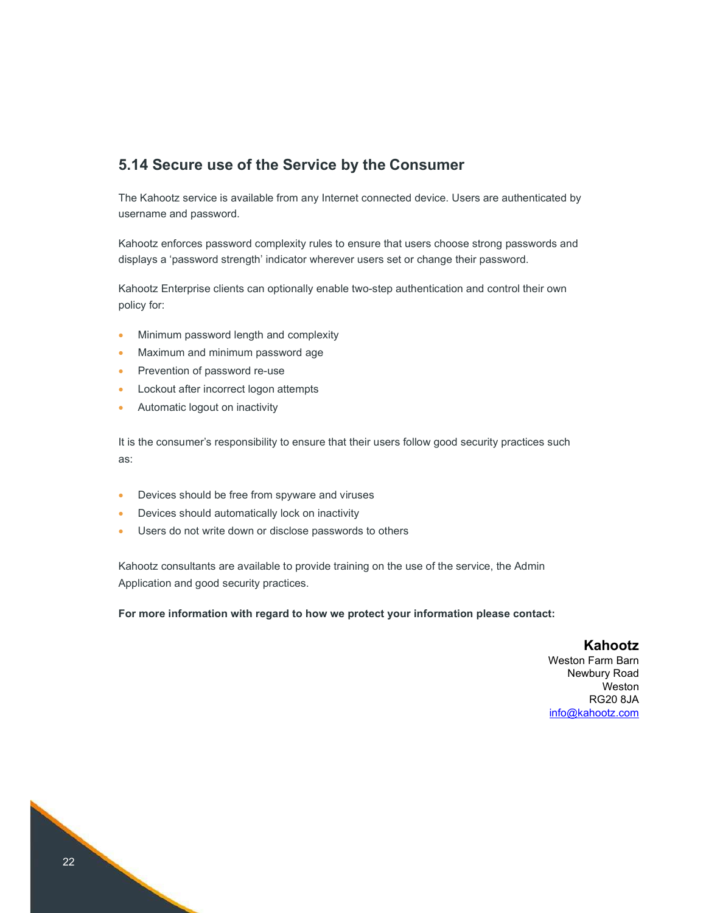## 5.14 Secure use of the Service by the Consumer

The Kahootz service is available from any Internet connected device. Users are authenticated by username and password.

Kahootz enforces password complexity rules to ensure that users choose strong passwords and displays a 'password strength' indicator wherever users set or change their password.

Kahootz Enterprise clients can optionally enable two-step authentication and control their own policy for:

- Minimum password length and complexity
- Maximum and minimum password age
- Prevention of password re-use
- Lockout after incorrect logon attempts
- Automatic logout on inactivity

It is the consumer's responsibility to ensure that their users follow good security practices such as:

- Devices should be free from spyware and viruses
- Devices should automatically lock on inactivity
- Users do not write down or disclose passwords to others

Kahootz consultants are available to provide training on the use of the service, the Admin Application and good security practices.

**For more information with regard to how we protect your information please contact:**

**Kahootz**
Weston Farm Barn
Newbury Road
Weston
RG20 8JA
info@kahootz.com